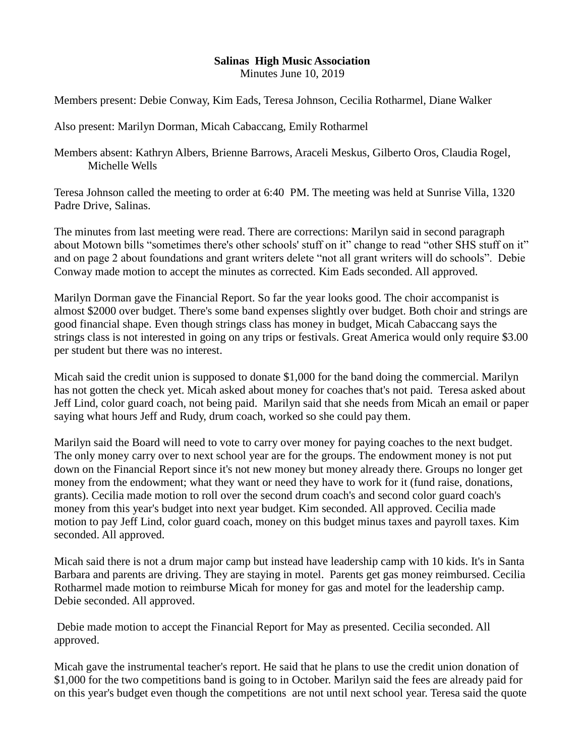**Salinas High Music Association**
Minutes June 10, 2019

Members present: Debie Conway, Kim Eads, Teresa Johnson, Cecilia Rotharmel, Diane Walker

Also present: Marilyn Dorman, Micah Cabaccang, Emily Rotharmel

Members absent: Kathryn Albers, Brienne Barrows, Araceli Meskus, Gilberto Oros, Claudia Rogel, Michelle Wells

Teresa Johnson called the meeting to order at 6:40 PM. The meeting was held at Sunrise Villa, 1320 Padre Drive, Salinas.

The minutes from last meeting were read. There are corrections: Marilyn said in second paragraph about Motown bills "sometimes there's other schools' stuff on it" change to read "other SHS stuff on it" and on page 2 about foundations and grant writers delete "not all grant writers will do schools". Debie Conway made motion to accept the minutes as corrected. Kim Eads seconded. All approved.

Marilyn Dorman gave the Financial Report. So far the year looks good. The choir accompanist is almost $2000 over budget. There's some band expenses slightly over budget. Both choir and strings are good financial shape. Even though strings class has money in budget, Micah Cabaccang says the strings class is not interested in going on any trips or festivals. Great America would only require $3.00 per student but there was no interest.

Micah said the credit union is supposed to donate $1,000 for the band doing the commercial. Marilyn has not gotten the check yet. Micah asked about money for coaches that's not paid. Teresa asked about Jeff Lind, color guard coach, not being paid. Marilyn said that she needs from Micah an email or paper saying what hours Jeff and Rudy, drum coach, worked so she could pay them.

Marilyn said the Board will need to vote to carry over money for paying coaches to the next budget. The only money carry over to next school year are for the groups. The endowment money is not put down on the Financial Report since it's not new money but money already there. Groups no longer get money from the endowment; what they want or need they have to work for it (fund raise, donations, grants). Cecilia made motion to roll over the second drum coach's and second color guard coach's money from this year's budget into next year budget. Kim seconded. All approved. Cecilia made motion to pay Jeff Lind, color guard coach, money on this budget minus taxes and payroll taxes. Kim seconded. All approved.

Micah said there is not a drum major camp but instead have leadership camp with 10 kids. It's in Santa Barbara and parents are driving. They are staying in motel. Parents get gas money reimbursed. Cecilia Rotharmel made motion to reimburse Micah for money for gas and motel for the leadership camp. Debie seconded. All approved.

Debie made motion to accept the Financial Report for May as presented. Cecilia seconded. All approved.

Micah gave the instrumental teacher's report. He said that he plans to use the credit union donation of $1,000 for the two competitions band is going to in October. Marilyn said the fees are already paid for on this year's budget even though the competitions are not until next school year. Teresa said the quote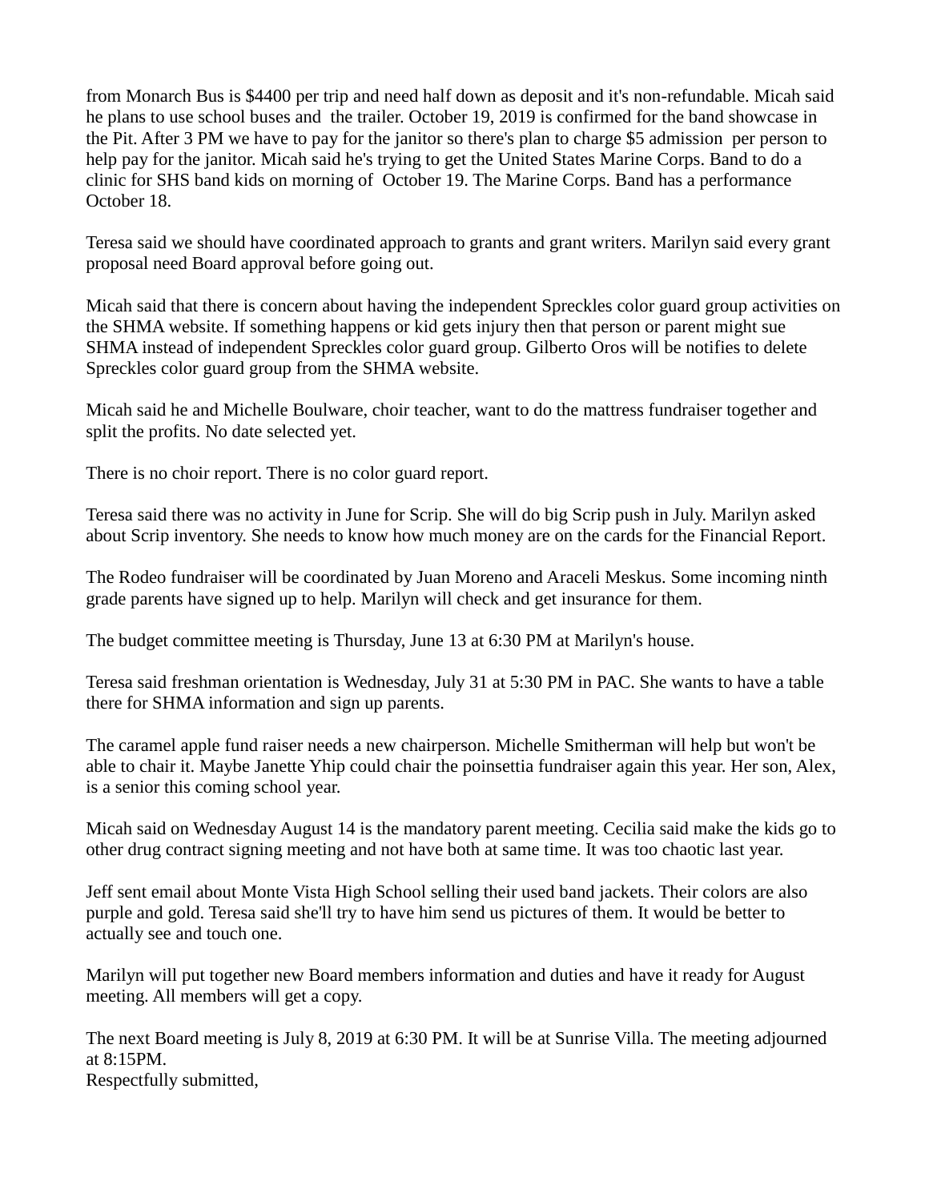from Monarch Bus is $4400 per trip and need half down as deposit and it's non-refundable. Micah said he plans to use school buses and the trailer. October 19, 2019 is confirmed for the band showcase in the Pit. After 3 PM we have to pay for the janitor so there's plan to charge $5 admission per person to help pay for the janitor. Micah said he's trying to get the United States Marine Corps. Band to do a clinic for SHS band kids on morning of October 19. The Marine Corps. Band has a performance October 18.

Teresa said we should have coordinated approach to grants and grant writers. Marilyn said every grant proposal need Board approval before going out.

Micah said that there is concern about having the independent Spreckles color guard group activities on the SHMA website. If something happens or kid gets injury then that person or parent might sue SHMA instead of independent Spreckles color guard group. Gilberto Oros will be notifies to delete Spreckles color guard group from the SHMA website.

Micah said he and Michelle Boulware, choir teacher, want to do the mattress fundraiser together and split the profits. No date selected yet.

There is no choir report. There is no color guard report.

Teresa said there was no activity in June for Scrip. She will do big Scrip push in July. Marilyn asked about Scrip inventory. She needs to know how much money are on the cards for the Financial Report.

The Rodeo fundraiser will be coordinated by Juan Moreno and Araceli Meskus. Some incoming ninth grade parents have signed up to help. Marilyn will check and get insurance for them.

The budget committee meeting is Thursday, June 13 at 6:30 PM at Marilyn's house.

Teresa said freshman orientation is Wednesday, July 31 at 5:30 PM in PAC. She wants to have a table there for SHMA information and sign up parents.

The caramel apple fund raiser needs a new chairperson. Michelle Smitherman will help but won't be able to chair it. Maybe Janette Yhip could chair the poinsettia fundraiser again this year. Her son, Alex, is a senior this coming school year.

Micah said on Wednesday August 14 is the mandatory parent meeting. Cecilia said make the kids go to other drug contract signing meeting and not have both at same time. It was too chaotic last year.

Jeff sent email about Monte Vista High School selling their used band jackets. Their colors are also purple and gold. Teresa said she'll try to have him send us pictures of them. It would be better to actually see and touch one.

Marilyn will put together new Board members information and duties and have it ready for August meeting. All members will get a copy.

The next Board meeting is July 8, 2019 at 6:30 PM. It will be at Sunrise Villa. The meeting adjourned at 8:15PM.
Respectfully submitted,